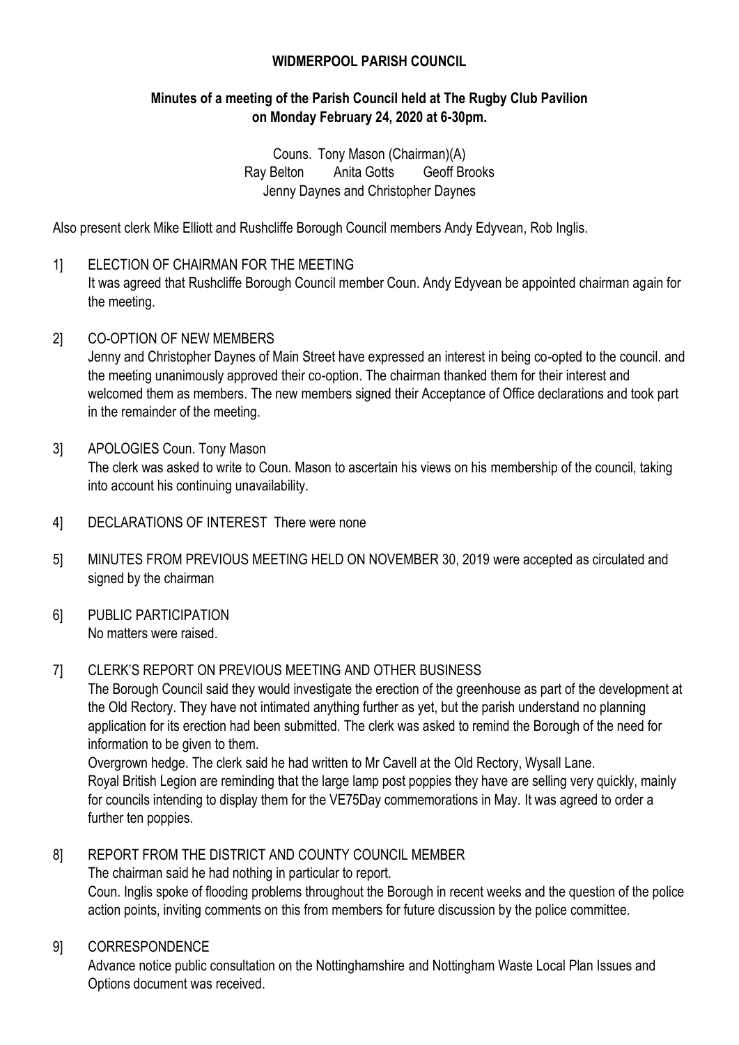# WIDMERPOOL PARISH COUNCIL

## Minutes of a meeting of the Parish Council held at The Rugby Club Pavilion on Monday February 24, 2020 at 6-30pm.

Couns. Tony Mason (Chairman)(A)
Ray Belton Anita Gotts Geoff Brooks
Jenny Daynes and Christopher Daynes

Also present clerk Mike Elliott and Rushcliffe Borough Council members Andy Edyvean, Rob Inglis.

1] ELECTION OF CHAIRMAN FOR THE MEETING
It was agreed that Rushcliffe Borough Council member Coun. Andy Edyvean be appointed chairman again for the meeting.

2] CO-OPTION OF NEW MEMBERS
Jenny and Christopher Daynes of Main Street have expressed an interest in being co-opted to the council. and the meeting unanimously approved their co-option. The chairman thanked them for their interest and welcomed them as members. The new members signed their Acceptance of Office declarations and took part in the remainder of the meeting.

3] APOLOGIES Coun. Tony Mason
The clerk was asked to write to Coun. Mason to ascertain his views on his membership of the council, taking into account his continuing unavailability.

4] DECLARATIONS OF INTEREST There were none

5] MINUTES FROM PREVIOUS MEETING HELD ON NOVEMBER 30, 2019 were accepted as circulated and signed by the chairman

6] PUBLIC PARTICIPATION
No matters were raised.

7] CLERK'S REPORT ON PREVIOUS MEETING AND OTHER BUSINESS
The Borough Council said they would investigate the erection of the greenhouse as part of the development at the Old Rectory. They have not intimated anything further as yet, but the parish understand no planning application for its erection had been submitted. The clerk was asked to remind the Borough of the need for information to be given to them.
Overgrown hedge. The clerk said he had written to Mr Cavell at the Old Rectory, Wysall Lane.
Royal British Legion are reminding that the large lamp post poppies they have are selling very quickly, mainly for councils intending to display them for the VE75Day commemorations in May. It was agreed to order a further ten poppies.

8] REPORT FROM THE DISTRICT AND COUNTY COUNCIL MEMBER
The chairman said he had nothing in particular to report.
Coun. Inglis spoke of flooding problems throughout the Borough in recent weeks and the question of the police action points, inviting comments on this from members for future discussion by the police committee.

9] CORRESPONDENCE
Advance notice public consultation on the Nottinghamshire and Nottingham Waste Local Plan Issues and Options document was received.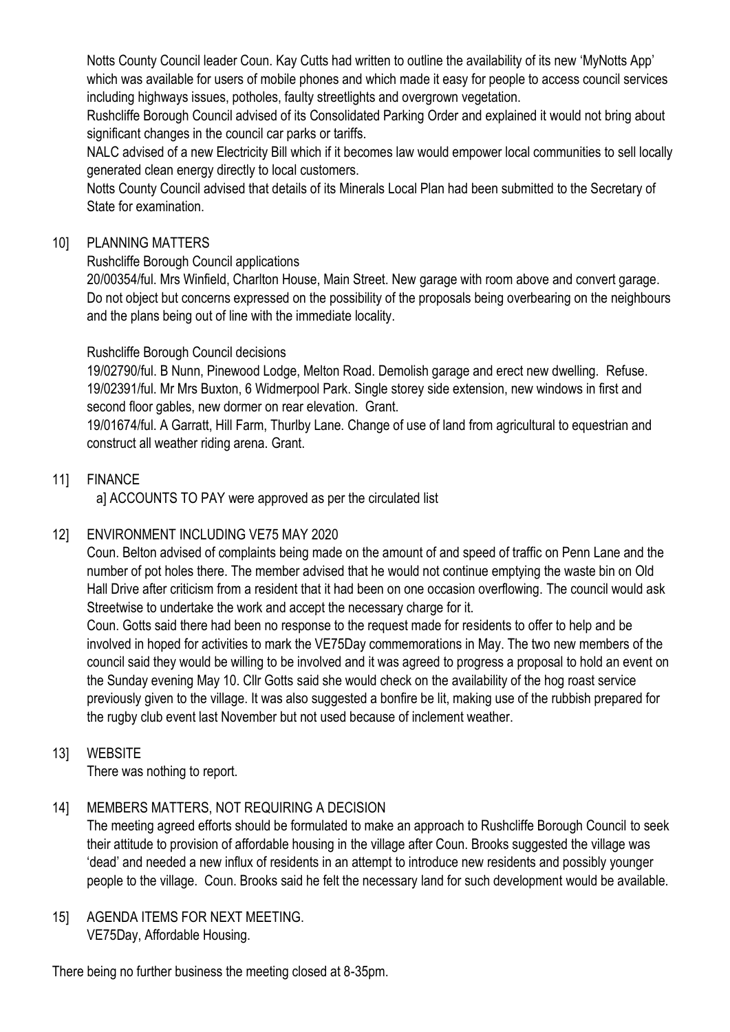Notts County Council leader Coun. Kay Cutts had written to outline the availability of its new 'MyNotts App' which was available for users of mobile phones and which made it easy for people to access council services including highways issues, potholes, faulty streetlights and overgrown vegetation.

Rushcliffe Borough Council advised of its Consolidated Parking Order and explained it would not bring about significant changes in the council car parks or tariffs.

NALC advised of a new Electricity Bill which if it becomes law would empower local communities to sell locally generated clean energy directly to local customers.

Notts County Council advised that details of its Minerals Local Plan had been submitted to the Secretary of State for examination.

## 10] PLANNING MATTERS

Rushcliffe Borough Council applications

20/00354/ful. Mrs Winfield, Charlton House, Main Street. New garage with room above and convert garage. Do not object but concerns expressed on the possibility of the proposals being overbearing on the neighbours and the plans being out of line with the immediate locality.

Rushcliffe Borough Council decisions

19/02790/ful. B Nunn, Pinewood Lodge, Melton Road. Demolish garage and erect new dwelling. Refuse.

19/02391/ful. Mr Mrs Buxton, 6 Widmerpool Park. Single storey side extension, new windows in first and second floor gables, new dormer on rear elevation. Grant.

19/01674/ful. A Garratt, Hill Farm, Thurlby Lane. Change of use of land from agricultural to equestrian and construct all weather riding arena. Grant.

## 11] FINANCE

a] ACCOUNTS TO PAY were approved as per the circulated list

## 12] ENVIRONMENT INCLUDING VE75 MAY 2020

Coun. Belton advised of complaints being made on the amount of and speed of traffic on Penn Lane and the number of pot holes there. The member advised that he would not continue emptying the waste bin on Old Hall Drive after criticism from a resident that it had been on one occasion overflowing. The council would ask Streetwise to undertake the work and accept the necessary charge for it.

Coun. Gotts said there had been no response to the request made for residents to offer to help and be involved in hoped for activities to mark the VE75Day commemorations in May. The two new members of the council said they would be willing to be involved and it was agreed to progress a proposal to hold an event on the Sunday evening May 10. Cllr Gotts said she would check on the availability of the hog roast service previously given to the village. It was also suggested a bonfire be lit, making use of the rubbish prepared for the rugby club event last November but not used because of inclement weather.

## 13] WEBSITE

There was nothing to report.

## 14] MEMBERS MATTERS, NOT REQUIRING A DECISION

The meeting agreed efforts should be formulated to make an approach to Rushcliffe Borough Council to seek their attitude to provision of affordable housing in the village after Coun. Brooks suggested the village was 'dead' and needed a new influx of residents in an attempt to introduce new residents and possibly younger people to the village. Coun. Brooks said he felt the necessary land for such development would be available.

## 15] AGENDA ITEMS FOR NEXT MEETING.

VE75Day, Affordable Housing.

There being no further business the meeting closed at 8-35pm.